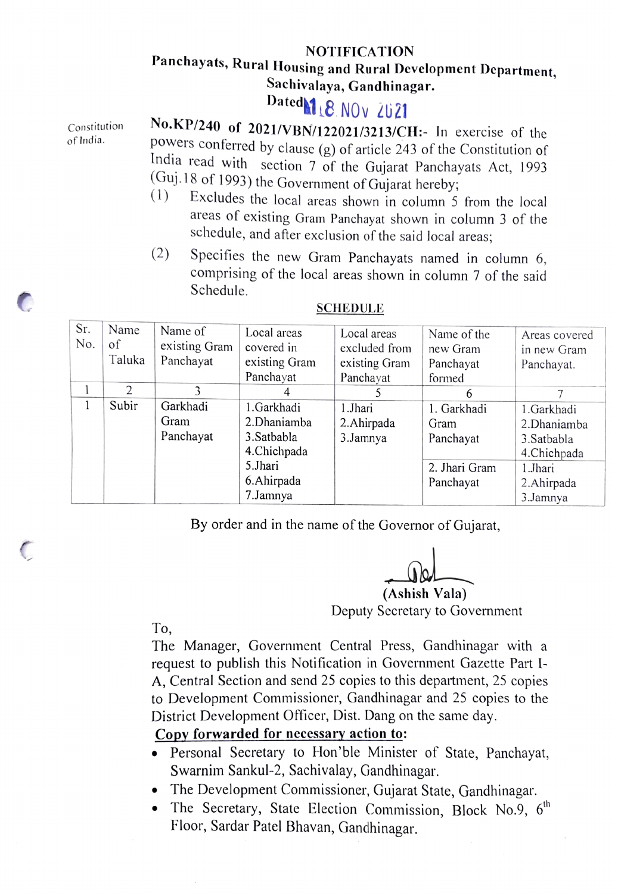**NOTIFICATION**

**Panchayats, Rural Housing and Rural Development Department,**
**Sachivalaya, Gandhinagar.**
**Dated** 18 NOV 2021

Constitution of India.

**No.KP/240 of 2021/VBN/122021/3213/CH:-** In exercise of the powers conferred by clause (g) of article 243 of the Constitution of India read with section 7 of the Gujarat Panchayats Act, 1993 (Guj.18 of 1993) the Government of Gujarat hereby;

(1) Excludes the local areas shown in column 5 from the local areas of existing Gram Panchayat shown in column 3 of the schedule, and after exclusion of the said local areas;

(2) Specifies the new Gram Panchayats named in column 6, comprising of the local areas shown in column 7 of the said Schedule.

**SCHEDULE**

| Sr. No. | Name of Taluka | Name of existing Gram Panchayat | Local areas covered in existing Gram Panchayat | Local areas excluded from existing Gram Panchayat | Name of the new Gram Panchayat formed | Areas covered in new Gram Panchayat. |
|---|---|---|---|---|---|---|
| 1 | 2 | 3 | 4 | 5 | 6 | 7 |
| 1 | Subir | Garkhadi Gram Panchayat | 1.Garkhadi<br>2.Dhaniamba<br>3.Satbabla<br>4.Chichpada<br>5.Jhari<br>6.Ahirpada<br>7.Jamnya | 1.Jhari<br>2.Ahirpada<br>3.Jamnya | 1. Garkhadi Gram Panchayat | 1.Garkhadi<br>2.Dhaniamba<br>3.Satbabla<br>4.Chichpada |
| | | | | | 2. Jhari Gram Panchayat | 1.Jhari<br>2.Ahirpada<br>3.Jamnya |

By order and in the name of the Governor of Gujarat,

(Ashish Vala)
Deputy Secretary to Government

To,
The Manager, Government Central Press, Gandhinagar with a request to publish this Notification in Government Gazette Part I-A, Central Section and send 25 copies to this department, 25 copies to Development Commissioner, Gandhinagar and 25 copies to the District Development Officer, Dist. Dang on the same day.

**Copy forwarded for necessary action to:**

- Personal Secretary to Hon'ble Minister of State, Panchayat, Swarnim Sankul-2, Sachivalay, Gandhinagar.
- The Development Commissioner, Gujarat State, Gandhinagar.
- The Secretary, State Election Commission, Block No.9, 6th Floor, Sardar Patel Bhavan, Gandhinagar.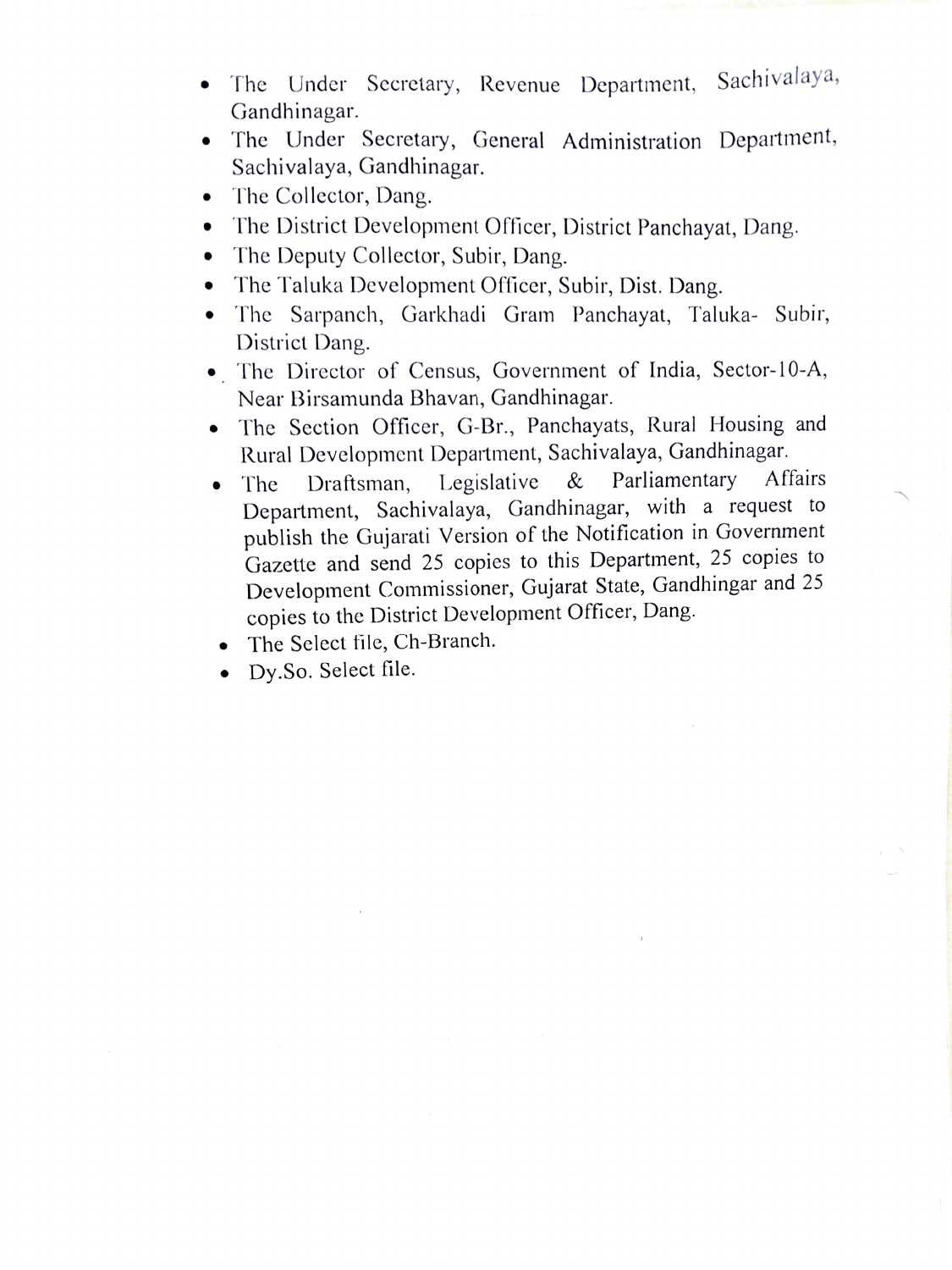- The Under Secretary, Revenue Department, Sachivalaya, Gandhinagar.
- The Under Secretary, General Administration Department, Sachivalaya, Gandhinagar.
- The Collector, Dang.
- The District Development Officer, District Panchayat, Dang.
- The Deputy Collector, Subir, Dang.
- The Taluka Development Officer, Subir, Dist. Dang.
- The Sarpanch, Garkhadi Gram Panchayat, Taluka- Subir, District Dang.
- The Director of Census, Government of India, Sector-10-A, Near Birsamunda Bhavan, Gandhinagar.
- The Section Officer, G-Br., Panchayats, Rural Housing and Rural Development Department, Sachivalaya, Gandhinagar.
- The Draftsman, Legislative & Parliamentary Affairs Department, Sachivalaya, Gandhinagar, with a request to publish the Gujarati Version of the Notification in Government Gazette and send 25 copies to this Department, 25 copies to Development Commissioner, Gujarat State, Gandhingar and 25 copies to the District Development Officer, Dang.
- The Select file, Ch-Branch.
- Dy.So. Select file.